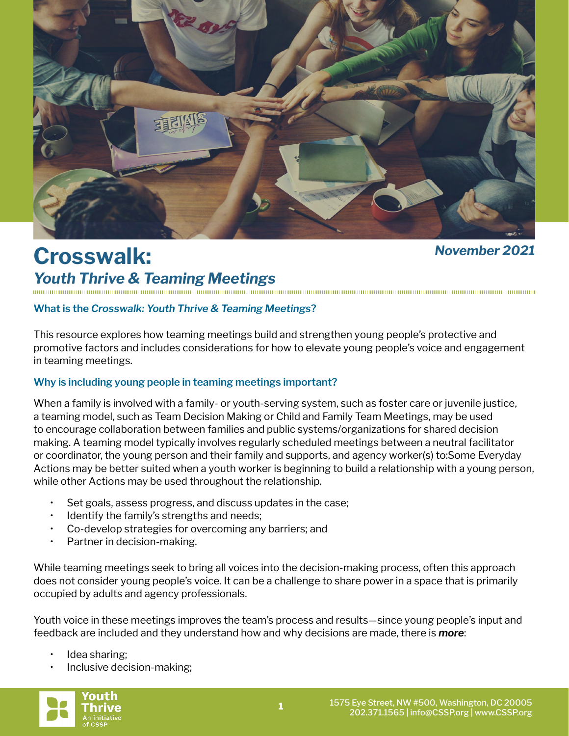# Crosswalk: *Youth Thrive & Teaming Meetings*

***November 2021***

### What is the *Crosswalk: Youth Thrive & Teaming Meetings*?

This resource explores how teaming meetings build and strengthen young people's protective and promotive factors and includes considerations for how to elevate young people's voice and engagement in teaming meetings.

### Why is including young people in teaming meetings important?

When a family is involved with a family- or youth-serving system, such as foster care or juvenile justice, a teaming model, such as Team Decision Making or Child and Family Team Meetings, may be used to encourage collaboration between families and public systems/organizations for shared decision making. A teaming model typically involves regularly scheduled meetings between a neutral facilitator or coordinator, the young person and their family and supports, and agency worker(s) to:Some Everyday Actions may be better suited when a youth worker is beginning to build a relationship with a young person, while other Actions may be used throughout the relationship.

- Set goals, assess progress, and discuss updates in the case;
- Identify the family's strengths and needs;
- Co-develop strategies for overcoming any barriers; and
- Partner in decision-making.

While teaming meetings seek to bring all voices into the decision-making process, often this approach does not consider young people's voice. It can be a challenge to share power in a space that is primarily occupied by adults and agency professionals.

Youth voice in these meetings improves the team's process and results—since young people's input and feedback are included and they understand how and why decisions are made, there is ***more***:

- Idea sharing;
- Inclusive decision-making;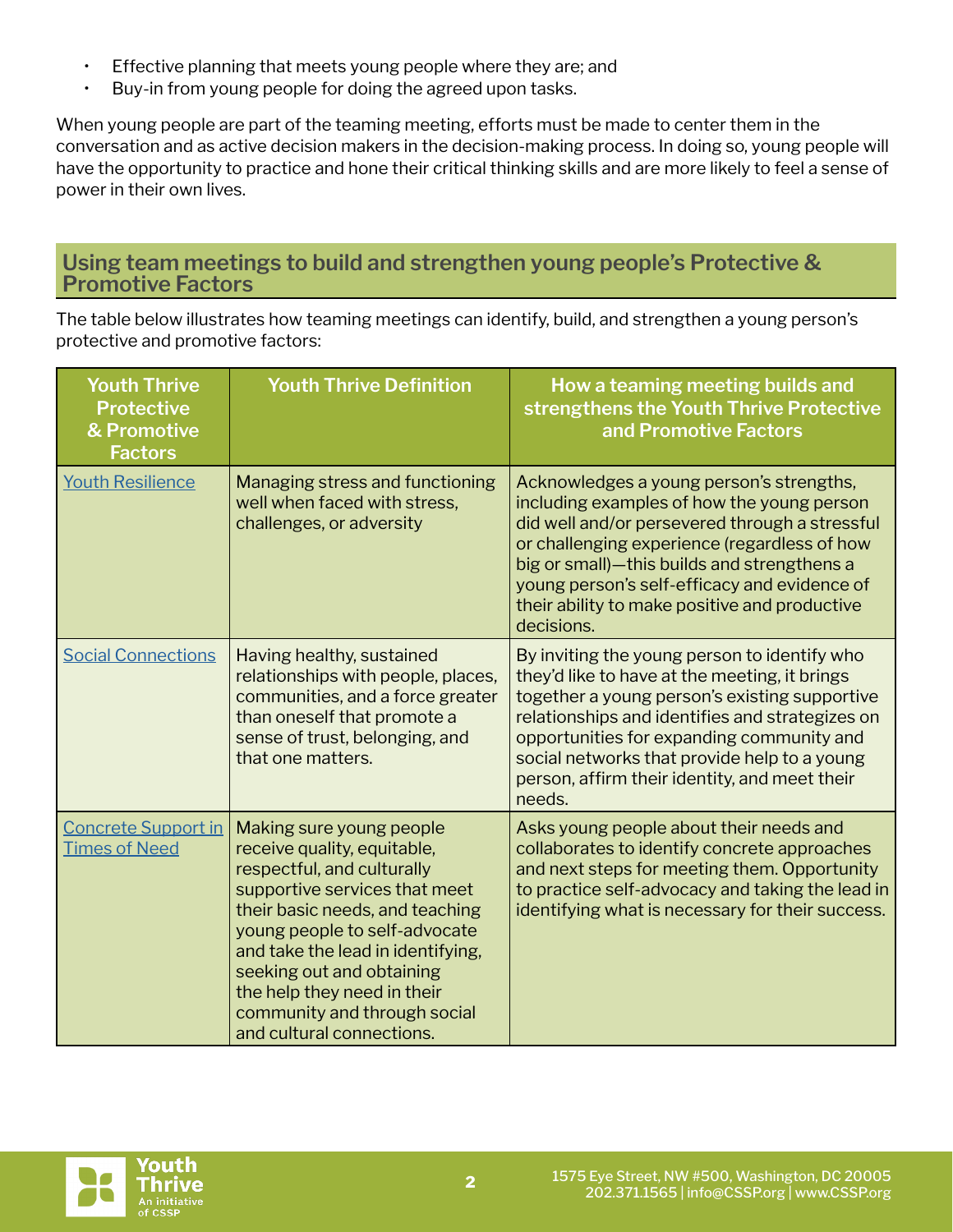- Effective planning that meets young people where they are; and
- Buy-in from young people for doing the agreed upon tasks.

When young people are part of the teaming meeting, efforts must be made to center them in the conversation and as active decision makers in the decision-making process. In doing so, young people will have the opportunity to practice and hone their critical thinking skills and are more likely to feel a sense of power in their own lives.

## Using team meetings to build and strengthen young people's Protective & Promotive Factors

The table below illustrates how teaming meetings can identify, build, and strengthen a young person's protective and promotive factors:

| Youth Thrive Protective & Promotive Factors | Youth Thrive Definition | How a teaming meeting builds and strengthens the Youth Thrive Protective and Promotive Factors |
|---|---|---|
| Youth Resilience | Managing stress and functioning well when faced with stress, challenges, or adversity | Acknowledges a young person's strengths, including examples of how the young person did well and/or persevered through a stressful or challenging experience (regardless of how big or small)—this builds and strengthens a young person's self-efficacy and evidence of their ability to make positive and productive decisions. |
| Social Connections | Having healthy, sustained relationships with people, places, communities, and a force greater than oneself that promote a sense of trust, belonging, and that one matters. | By inviting the young person to identify who they'd like to have at the meeting, it brings together a young person's existing supportive relationships and identifies and strategizes on opportunities for expanding community and social networks that provide help to a young person, affirm their identity, and meet their needs. |
| Concrete Support in Times of Need | Making sure young people receive quality, equitable, respectful, and culturally supportive services that meet their basic needs, and teaching young people to self-advocate and take the lead in identifying, seeking out and obtaining the help they need in their community and through social and cultural connections. | Asks young people about their needs and collaborates to identify concrete approaches and next steps for meeting them. Opportunity to practice self-advocacy and taking the lead in identifying what is necessary for their success. |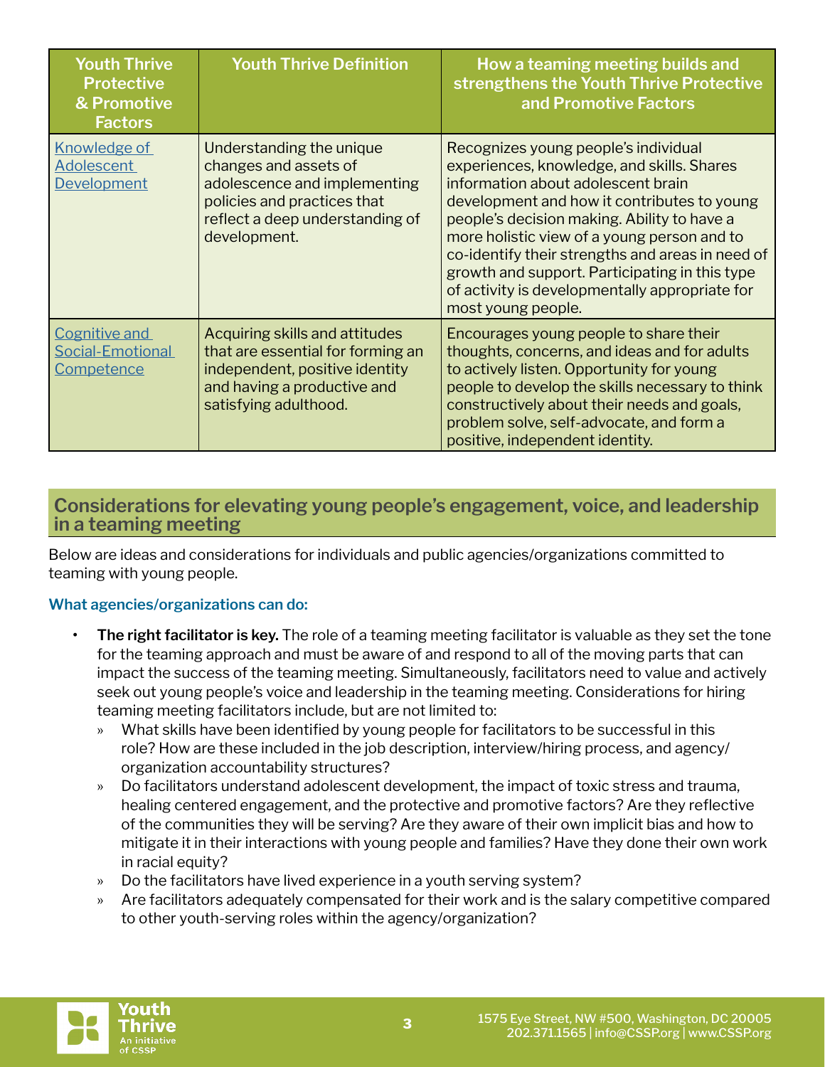| Youth Thrive Protective & Promotive Factors | Youth Thrive Definition | How a teaming meeting builds and strengthens the Youth Thrive Protective and Promotive Factors |
|---|---|---|
| Knowledge of Adolescent Development | Understanding the unique changes and assets of adolescence and implementing policies and practices that reflect a deep understanding of development. | Recognizes young people's individual experiences, knowledge, and skills. Shares information about adolescent brain development and how it contributes to young people's decision making. Ability to have a more holistic view of a young person and to co-identify their strengths and areas in need of growth and support. Participating in this type of activity is developmentally appropriate for most young people. |
| Cognitive and Social-Emotional Competence | Acquiring skills and attitudes that are essential for forming an independent, positive identity and having a productive and satisfying adulthood. | Encourages young people to share their thoughts, concerns, and ideas and for adults to actively listen. Opportunity for young people to develop the skills necessary to think constructively about their needs and goals, problem solve, self-advocate, and form a positive, independent identity. |

## Considerations for elevating young people's engagement, voice, and leadership in a teaming meeting

Below are ideas and considerations for individuals and public agencies/organizations committed to teaming with young people.

### What agencies/organizations can do:

- **The right facilitator is key.** The role of a teaming meeting facilitator is valuable as they set the tone for the teaming approach and must be aware of and respond to all of the moving parts that can impact the success of the teaming meeting. Simultaneously, facilitators need to value and actively seek out young people's voice and leadership in the teaming meeting. Considerations for hiring teaming meeting facilitators include, but are not limited to:
  - What skills have been identified by young people for facilitators to be successful in this role? How are these included in the job description, interview/hiring process, and agency/organization accountability structures?
  - Do facilitators understand adolescent development, the impact of toxic stress and trauma, healing centered engagement, and the protective and promotive factors? Are they reflective of the communities they will be serving? Are they aware of their own implicit bias and how to mitigate it in their interactions with young people and families? Have they done their own work in racial equity?
  - Do the facilitators have lived experience in a youth serving system?
  - Are facilitators adequately compensated for their work and is the salary competitive compared to other youth-serving roles within the agency/organization?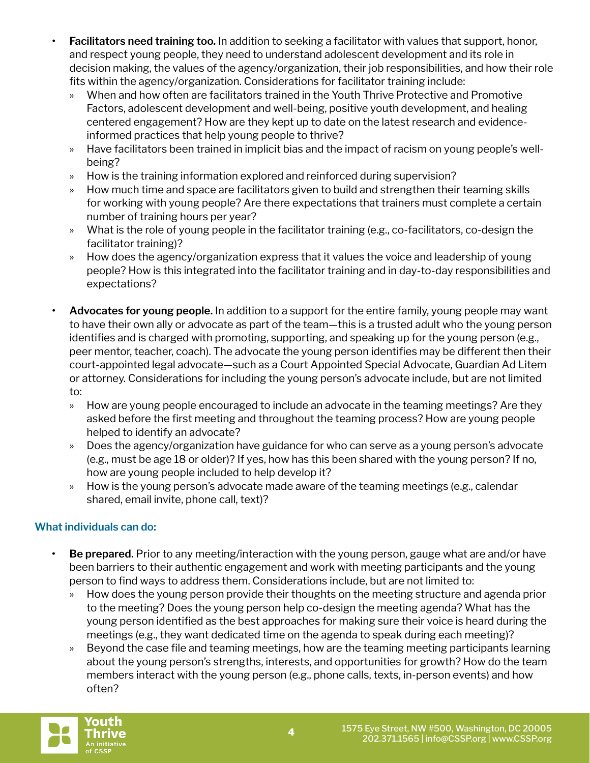- **Facilitators need training too.** In addition to seeking a facilitator with values that support, honor, and respect young people, they need to understand adolescent development and its role in decision making, the values of the agency/organization, their job responsibilities, and how their role fits within the agency/organization. Considerations for facilitator training include:
  - When and how often are facilitators trained in the Youth Thrive Protective and Promotive Factors, adolescent development and well-being, positive youth development, and healing centered engagement? How are they kept up to date on the latest research and evidence-informed practices that help young people to thrive?
  - Have facilitators been trained in implicit bias and the impact of racism on young people's well-being?
  - How is the training information explored and reinforced during supervision?
  - How much time and space are facilitators given to build and strengthen their teaming skills for working with young people? Are there expectations that trainers must complete a certain number of training hours per year?
  - What is the role of young people in the facilitator training (e.g., co-facilitators, co-design the facilitator training)?
  - How does the agency/organization express that it values the voice and leadership of young people? How is this integrated into the facilitator training and in day-to-day responsibilities and expectations?

- **Advocates for young people.** In addition to a support for the entire family, young people may want to have their own ally or advocate as part of the team—this is a trusted adult who the young person identifies and is charged with promoting, supporting, and speaking up for the young person (e.g., peer mentor, teacher, coach). The advocate the young person identifies may be different then their court-appointed legal advocate—such as a Court Appointed Special Advocate, Guardian Ad Litem or attorney. Considerations for including the young person's advocate include, but are not limited to:
  - How are young people encouraged to include an advocate in the teaming meetings? Are they asked before the first meeting and throughout the teaming process? How are young people helped to identify an advocate?
  - Does the agency/organization have guidance for who can serve as a young person's advocate (e.g., must be age 18 or older)? If yes, how has this been shared with the young person? If no, how are young people included to help develop it?
  - How is the young person's advocate made aware of the teaming meetings (e.g., calendar shared, email invite, phone call, text)?

### What individuals can do:

- **Be prepared.** Prior to any meeting/interaction with the young person, gauge what are and/or have been barriers to their authentic engagement and work with meeting participants and the young person to find ways to address them. Considerations include, but are not limited to:
  - How does the young person provide their thoughts on the meeting structure and agenda prior to the meeting? Does the young person help co-design the meeting agenda? What has the young person identified as the best approaches for making sure their voice is heard during the meetings (e.g., they want dedicated time on the agenda to speak during each meeting)?
  - Beyond the case file and teaming meetings, how are the teaming meeting participants learning about the young person's strengths, interests, and opportunities for growth? How do the team members interact with the young person (e.g., phone calls, texts, in-person events) and how often?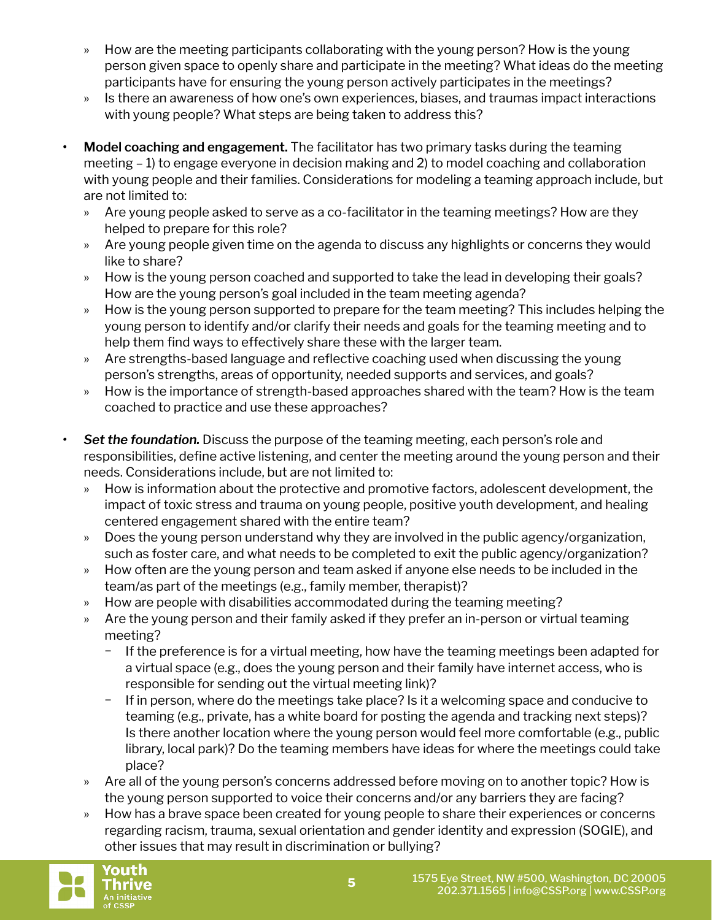- How are the meeting participants collaborating with the young person? How is the young person given space to openly share and participate in the meeting? What ideas do the meeting participants have for ensuring the young person actively participates in the meetings?
   - Is there an awareness of how one's own experiences, biases, and traumas impact interactions with young people? What steps are being taken to address this?

- **Model coaching and engagement.** The facilitator has two primary tasks during the teaming meeting – 1) to engage everyone in decision making and 2) to model coaching and collaboration with young people and their families. Considerations for modeling a teaming approach include, but are not limited to:
   - Are young people asked to serve as a co-facilitator in the teaming meetings? How are they helped to prepare for this role?
   - Are young people given time on the agenda to discuss any highlights or concerns they would like to share?
   - How is the young person coached and supported to take the lead in developing their goals? How are the young person's goal included in the team meeting agenda?
   - How is the young person supported to prepare for the team meeting? This includes helping the young person to identify and/or clarify their needs and goals for the teaming meeting and to help them find ways to effectively share these with the larger team.
   - Are strengths-based language and reflective coaching used when discussing the young person's strengths, areas of opportunity, needed supports and services, and goals?
   - How is the importance of strength-based approaches shared with the team? How is the team coached to practice and use these approaches?

- ***Set the foundation.*** Discuss the purpose of the teaming meeting, each person's role and responsibilities, define active listening, and center the meeting around the young person and their needs. Considerations include, but are not limited to:
   - How is information about the protective and promotive factors, adolescent development, the impact of toxic stress and trauma on young people, positive youth development, and healing centered engagement shared with the entire team?
   - Does the young person understand why they are involved in the public agency/organization, such as foster care, and what needs to be completed to exit the public agency/organization?
   - How often are the young person and team asked if anyone else needs to be included in the team/as part of the meetings (e.g., family member, therapist)?
   - How are people with disabilities accommodated during the teaming meeting?
   - Are the young person and their family asked if they prefer an in-person or virtual teaming meeting?
      - If the preference is for a virtual meeting, how have the teaming meetings been adapted for a virtual space (e.g., does the young person and their family have internet access, who is responsible for sending out the virtual meeting link)?
      - If in person, where do the meetings take place? Is it a welcoming space and conducive to teaming (e.g., private, has a white board for posting the agenda and tracking next steps)? Is there another location where the young person would feel more comfortable (e.g., public library, local park)? Do the teaming members have ideas for where the meetings could take place?
   - Are all of the young person's concerns addressed before moving on to another topic? How is the young person supported to voice their concerns and/or any barriers they are facing?
   - How has a brave space been created for young people to share their experiences or concerns regarding racism, trauma, sexual orientation and gender identity and expression (SOGIE), and other issues that may result in discrimination or bullying?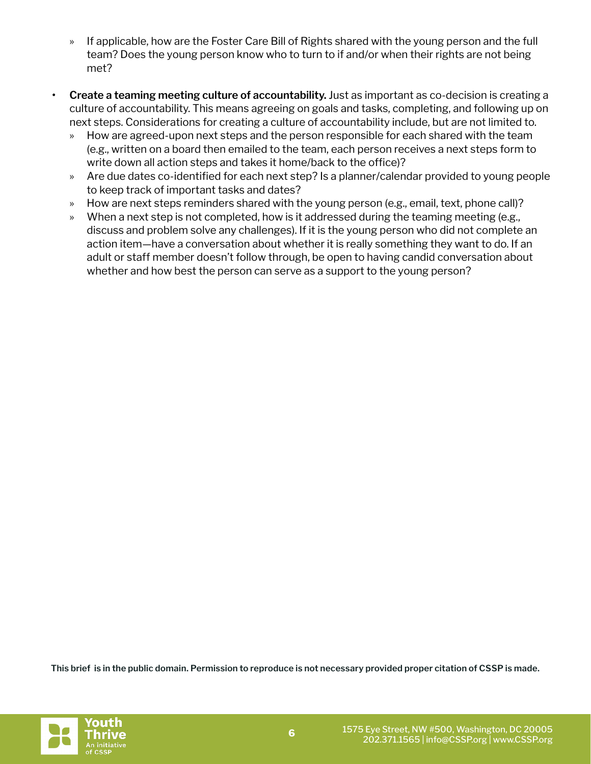- If applicable, how are the Foster Care Bill of Rights shared with the young person and the full team? Does the young person know who to turn to if and/or when their rights are not being met?

- **Create a teaming meeting culture of accountability.** Just as important as co-decision is creating a culture of accountability. This means agreeing on goals and tasks, completing, and following up on next steps. Considerations for creating a culture of accountability include, but are not limited to.
  - How are agreed-upon next steps and the person responsible for each shared with the team (e.g., written on a board then emailed to the team, each person receives a next steps form to write down all action steps and takes it home/back to the office)?
  - Are due dates co-identified for each next step? Is a planner/calendar provided to young people to keep track of important tasks and dates?
  - How are next steps reminders shared with the young person (e.g., email, text, phone call)?
  - When a next step is not completed, how is it addressed during the teaming meeting (e.g., discuss and problem solve any challenges). If it is the young person who did not complete an action item—have a conversation about whether it is really something they want to do. If an adult or staff member doesn't follow through, be open to having candid conversation about whether and how best the person can serve as a support to the young person?

**This brief is in the public domain. Permission to reproduce is not necessary provided proper citation of CSSP is made.**

Youth Thrive An initiative of CSSP

1575 Eye Street, NW #500, Washington, DC 20005
202.371.1565 | info@CSSP.org | www.CSSP.org